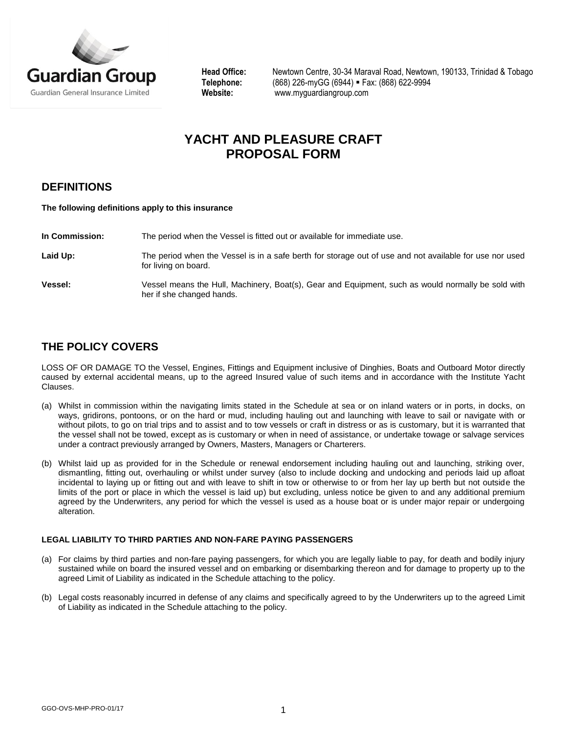Guardian Group

Guardian General Insurance Limited

**Head Office:** Newtown Centre, 30-34 Maraval Road, Newtown, 190133, Trinidad & Tobago
**Telephone:** (868) 226-myGG (6944) ▪ Fax: (868) 622-9994
**Website:** www.myguardiangroup.com

# YACHT AND PLEASURE CRAFT PROPOSAL FORM

## DEFINITIONS

**The following definitions apply to this insurance**

**In Commission:** The period when the Vessel is fitted out or available for immediate use.

**Laid Up:** The period when the Vessel is in a safe berth for storage out of use and not available for use nor used for living on board.

**Vessel:** Vessel means the Hull, Machinery, Boat(s), Gear and Equipment, such as would normally be sold with her if she changed hands.

## THE POLICY COVERS

LOSS OF OR DAMAGE TO the Vessel, Engines, Fittings and Equipment inclusive of Dinghies, Boats and Outboard Motor directly caused by external accidental means, up to the agreed Insured value of such items and in accordance with the Institute Yacht Clauses.

(a) Whilst in commission within the navigating limits stated in the Schedule at sea or on inland waters or in ports, in docks, on ways, gridirons, pontoons, or on the hard or mud, including hauling out and launching with leave to sail or navigate with or without pilots, to go on trial trips and to assist and to tow vessels or craft in distress or as is customary, but it is warranted that the vessel shall not be towed, except as is customary or when in need of assistance, or undertake towage or salvage services under a contract previously arranged by Owners, Masters, Managers or Charterers.

(b) Whilst laid up as provided for in the Schedule or renewal endorsement including hauling out and launching, striking over, dismantling, fitting out, overhauling or whilst under survey (also to include docking and undocking and periods laid up afloat incidental to laying up or fitting out and with leave to shift in tow or otherwise to or from her lay up berth but not outside the limits of the port or place in which the vessel is laid up) but excluding, unless notice be given to and any additional premium agreed by the Underwriters, any period for which the vessel is used as a house boat or is under major repair or undergoing alteration.

### LEGAL LIABILITY TO THIRD PARTIES AND NON-FARE PAYING PASSENGERS

(a) For claims by third parties and non-fare paying passengers, for which you are legally liable to pay, for death and bodily injury sustained while on board the insured vessel and on embarking or disembarking thereon and for damage to property up to the agreed Limit of Liability as indicated in the Schedule attaching to the policy.

(b) Legal costs reasonably incurred in defense of any claims and specifically agreed to by the Underwriters up to the agreed Limit of Liability as indicated in the Schedule attaching to the policy.

GGO-OVS-MHP-PRO-01/17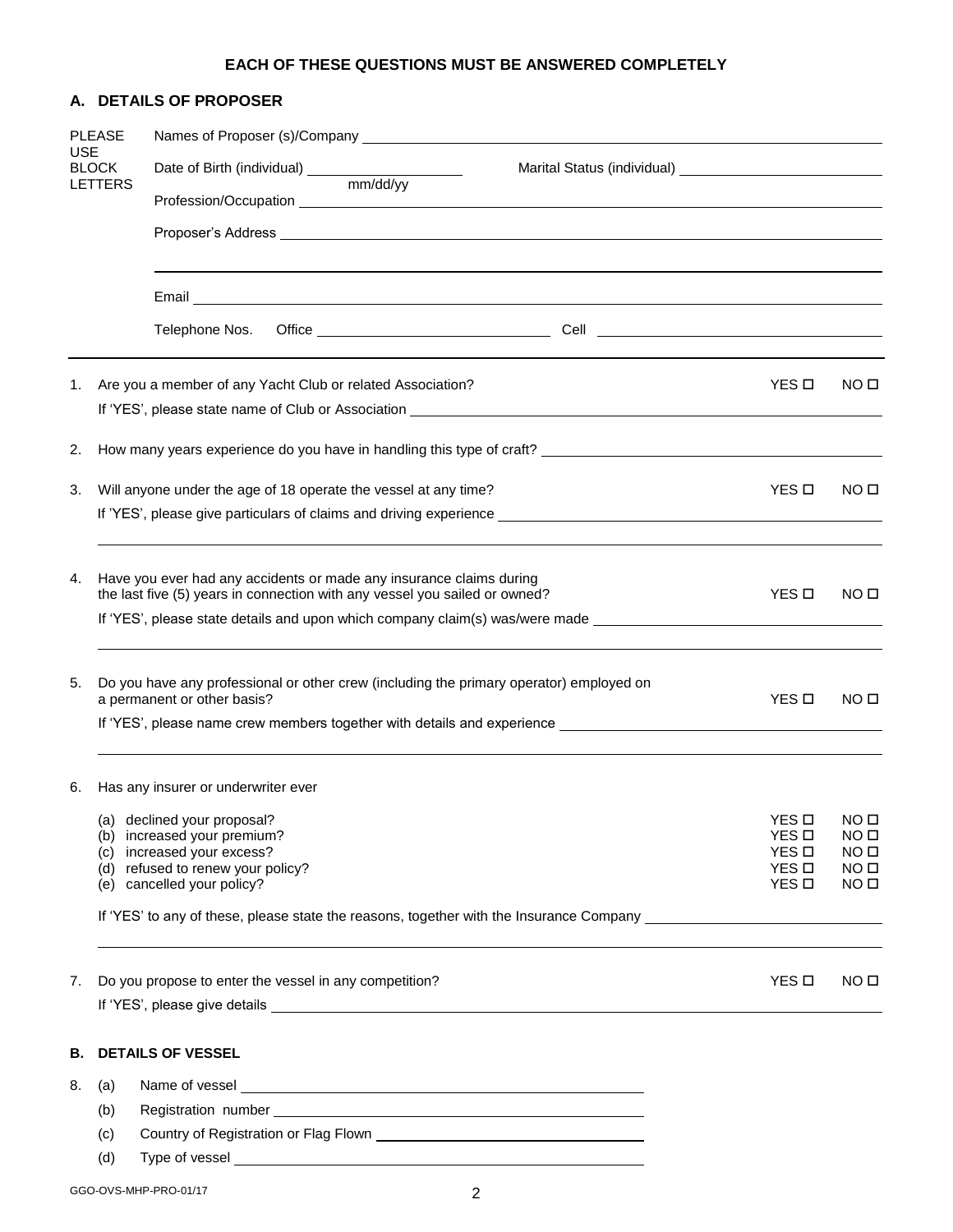**EACH OF THESE QUESTIONS MUST BE ANSWERED COMPLETELY**

## A. DETAILS OF PROPOSER

PLEASE USE BLOCK LETTERS

Names of Proposer (s)/Company ______________________________

Date of Birth (individual) ____________ mm/dd/yy    Marital Status (individual) ____________

Profession/Occupation ______________________________

Proposer's Address ______________________________

______________________________

Email ______________________________

Telephone Nos.    Office ____________    Cell ____________

1. Are you a member of any Yacht Club or related Association? YES ☐ NO ☐

   If 'YES', please state name of Club or Association ______________________________

2. How many years experience do you have in handling this type of craft? ______________________________

3. Will anyone under the age of 18 operate the vessel at any time? YES ☐ NO ☐

   If 'YES', please give particulars of claims and driving experience ______________________________

4. Have you ever had any accidents or made any insurance claims during the last five (5) years in connection with any vessel you sailed or owned? YES ☐ NO ☐

   If 'YES', please state details and upon which company claim(s) was/were made ______________________________

5. Do you have any professional or other crew (including the primary operator) employed on a permanent or other basis? YES ☐ NO ☐

   If 'YES', please name crew members together with details and experience ______________________________

6. Has any insurer or underwriter ever

   (a) declined your proposal? YES ☐ NO ☐
   (b) increased your premium? YES ☐ NO ☐
   (c) increased your excess? YES ☐ NO ☐
   (d) refused to renew your policy? YES ☐ NO ☐
   (e) cancelled your policy? YES ☐ NO ☐

   If 'YES' to any of these, please state the reasons, together with the Insurance Company ______________________________

7. Do you propose to enter the vessel in any competition? YES ☐ NO ☐

   If 'YES', please give details ______________________________

## B. DETAILS OF VESSEL

8. (a) Name of vessel ______________________________
   (b) Registration number ______________________________
   (c) Country of Registration or Flag Flown ______________________________
   (d) Type of vessel ______________________________

GGO-OVS-MHP-PRO-01/17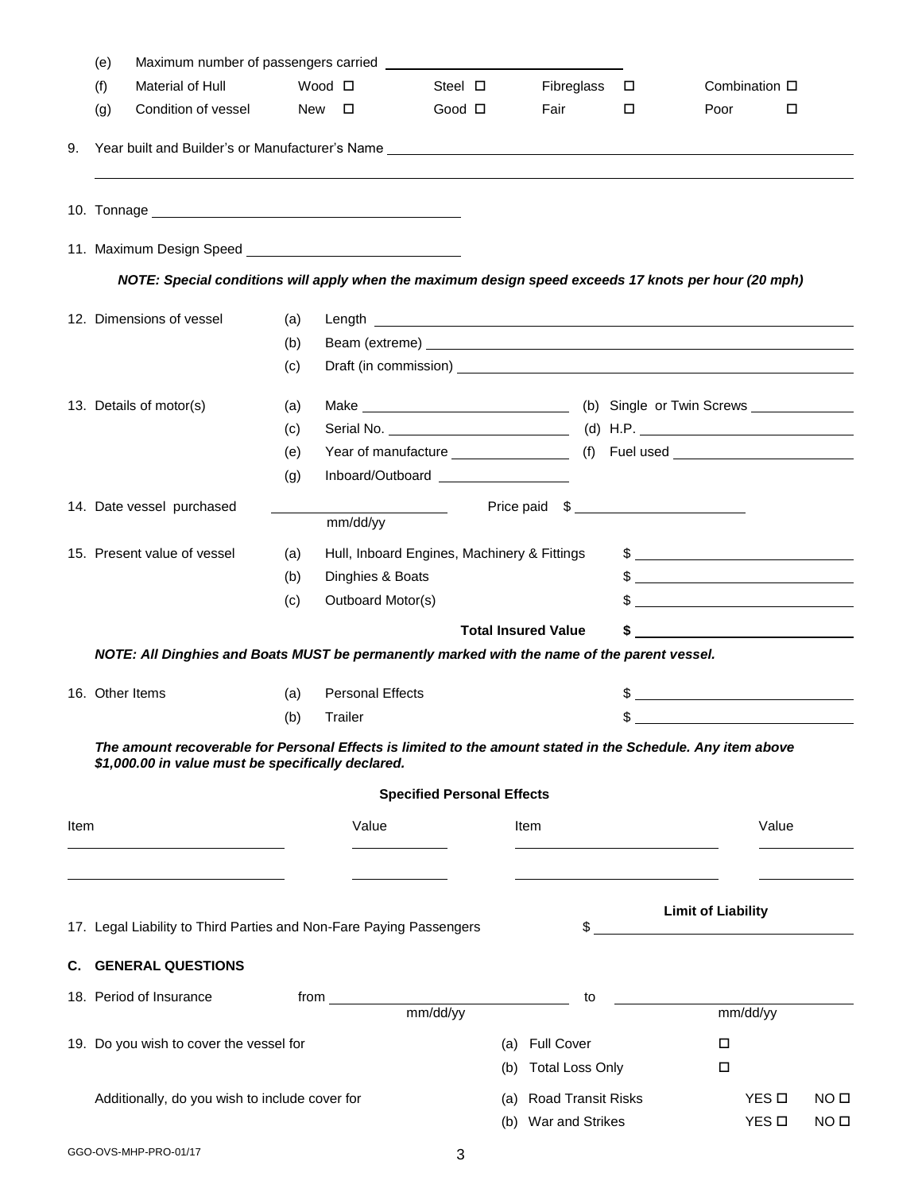(e) Maximum number of passengers carried ____________________

(f) Material of Hull Wood ☐ Steel ☐ Fibreglass ☐ Combination ☐

(g) Condition of vessel New ☐ Good ☐ Fair ☐ Poor ☐

9. Year built and Builder's or Manufacturer's Name ____________________

10. Tonnage ____________________

11. Maximum Design Speed ____________________

***NOTE: Special conditions will apply when the maximum design speed exceeds 17 knots per hour (20 mph)***

12. Dimensions of vessel
   - (a) Length ____________________
   - (b) Beam (extreme) ____________________
   - (c) Draft (in commission) ____________________

13. Details of motor(s)
   - (a) Make ____________________ (b) Single or Twin Screws ____________________
   - (c) Serial No. ____________________ (d) H.P. ____________________
   - (e) Year of manufacture ____________________ (f) Fuel used ____________________
   - (g) Inboard/Outboard ____________________

14. Date vessel purchased ____________________ (mm/dd/yy) Price paid $ ____________________

15. Present value of vessel
   - (a) Hull, Inboard Engines, Machinery & Fittings $ ____________________
   - (b) Dinghies & Boats $ ____________________
   - (c) Outboard Motor(s) $ ____________________

   **Total Insured Value $ ____________________**

***NOTE: All Dinghies and Boats MUST be permanently marked with the name of the parent vessel.***

16. Other Items
   - (a) Personal Effects $ ____________________
   - (b) Trailer $ ____________________

***The amount recoverable for Personal Effects is limited to the amount stated in the Schedule. Any item above \$1,000.00 in value must be specifically declared.***

**Specified Personal Effects**

| Item | Value | Item | Value |
|---|---|---|---|
| | | | |
| | | | |

17. Legal Liability to Third Parties and Non-Fare Paying Passengers **Limit of Liability** $ ____________________

## C. GENERAL QUESTIONS

18. Period of Insurance from ____________________ (mm/dd/yy) to ____________________ (mm/dd/yy)

19. Do you wish to cover the vessel for
   - (a) Full Cover ☐
   - (b) Total Loss Only ☐

   Additionally, do you wish to include cover for
   - (a) Road Transit Risks YES ☐ NO ☐
   - (b) War and Strikes YES ☐ NO ☐

GGO-OVS-MHP-PRO-01/17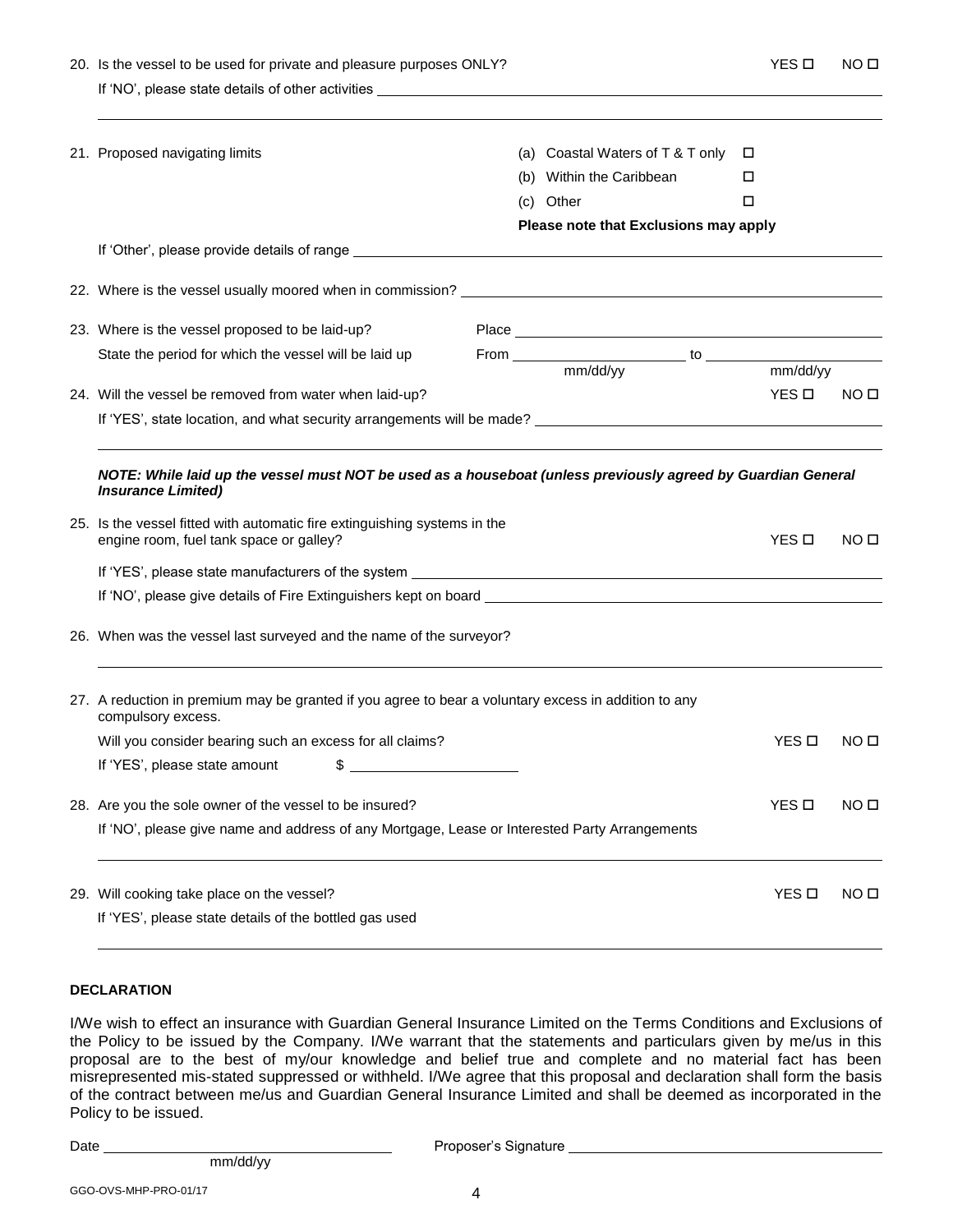20. Is the vessel to be used for private and pleasure purposes ONLY? YES ☐ NO ☐

 If 'NO', please state details of other activities ______________________________

21. Proposed navigating limits
 - (a) Coastal Waters of T & T only ☐
 - (b) Within the Caribbean ☐
 - (c) Other ☐

 **Please note that Exclusions may apply**

 If 'Other', please provide details of range ______________________________

22. Where is the vessel usually moored when in commission? ______________________________

23. Where is the vessel proposed to be laid-up? Place ______________________________

 State the period for which the vessel will be laid up From ____________ (mm/dd/yy) to ____________ (mm/dd/yy)

24. Will the vessel be removed from water when laid-up? YES ☐ NO ☐

 If 'YES', state location, and what security arrangements will be made? ______________________________

***NOTE: While laid up the vessel must NOT be used as a houseboat (unless previously agreed by Guardian General Insurance Limited)***

25. Is the vessel fitted with automatic fire extinguishing systems in the engine room, fuel tank space or galley? YES ☐ NO ☐

 If 'YES', please state manufacturers of the system ______________________________

 If 'NO', please give details of Fire Extinguishers kept on board ______________________________

26. When was the vessel last surveyed and the name of the surveyor?

27. A reduction in premium may be granted if you agree to bear a voluntary excess in addition to any compulsory excess.

 Will you consider bearing such an excess for all claims? YES ☐ NO ☐

 If 'YES', please state amount $ ______________

28. Are you the sole owner of the vessel to be insured? YES ☐ NO ☐

 If 'NO', please give name and address of any Mortgage, Lease or Interested Party Arrangements

29. Will cooking take place on the vessel? YES ☐ NO ☐

 If 'YES', please state details of the bottled gas used

**DECLARATION**

I/We wish to effect an insurance with Guardian General Insurance Limited on the Terms Conditions and Exclusions of the Policy to be issued by the Company. I/We warrant that the statements and particulars given by me/us in this proposal are to the best of my/our knowledge and belief true and complete and no material fact has been misrepresented mis-stated suppressed or withheld. I/We agree that this proposal and declaration shall form the basis of the contract between me/us and Guardian General Insurance Limited and shall be deemed as incorporated in the Policy to be issued.

Date ______________ (mm/dd/yy) Proposer's Signature ______________________________

GGO-OVS-MHP-PRO-01/17